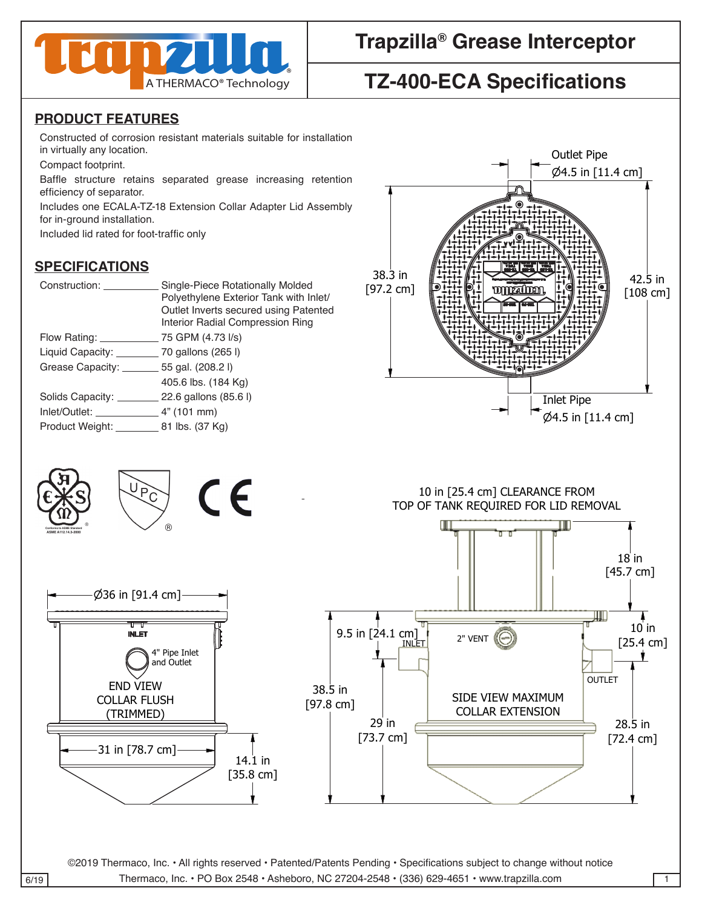# Trapzilla® Grease Interceptor

## TZ-400-ECA Specifications

Trapzilla® A THERMACO® Technology

## PRODUCT FEATURES

Constructed of corrosion resistant materials suitable for installation in virtually any location.

Compact footprint.

Baffle structure retains separated grease increasing retention efficiency of separator.

Includes one ECALA-TZ-18 Extension Collar Adapter Lid Assembly for in-ground installation.

Included lid rated for foot-traffic only

## SPECIFICATIONS

| | |
|---|---|
| Construction: | Single-Piece Rotationally Molded Polyethylene Exterior Tank with Inlet/ Outlet Inverts secured using Patented Interior Radial Compression Ring |
| Flow Rating: | 75 GPM (4.73 l/s) |
| Liquid Capacity: | 70 gallons (265 l) |
| Grease Capacity: | 55 gal. (208.2 l) |
| | 405.6 lbs. (184 Kg) |
| Solids Capacity: | 22.6 gallons (85.6 l) |
| Inlet/Outlet: | 4" (101 mm) |
| Product Weight: | 81 lbs. (37 Kg) |

Outlet Pipe Ø4.5 in [11.4 cm]

38.3 in [97.2 cm]

42.5 in [108 cm]

Inlet Pipe Ø4.5 in [11.4 cm]

10 in [25.4 cm] CLEARANCE FROM TOP OF TANK REQUIRED FOR LID REMOVAL

Ø36 in [91.4 cm]

INLET

4" Pipe Inlet and Outlet

END VIEW COLLAR FLUSH (TRIMMED)

31 in [78.7 cm]

14.1 in [35.8 cm]

18 in [45.7 cm]

9.5 in [24.1 cm]

INLET

2" VENT

10 in [25.4 cm]

OUTLET

38.5 in [97.8 cm]

SIDE VIEW MAXIMUM COLLAR EXTENSION

29 in [73.7 cm]

28.5 in [72.4 cm]

Conforms to ASME Standard ASME A112.14.3-2000

©2019 Thermaco, Inc. • All rights reserved • Patented/Patents Pending • Specifications subject to change without notice

Thermaco, Inc. • PO Box 2548 • Asheboro, NC 27204-2548 • (336) 629-4651 • www.trapzilla.com

6/19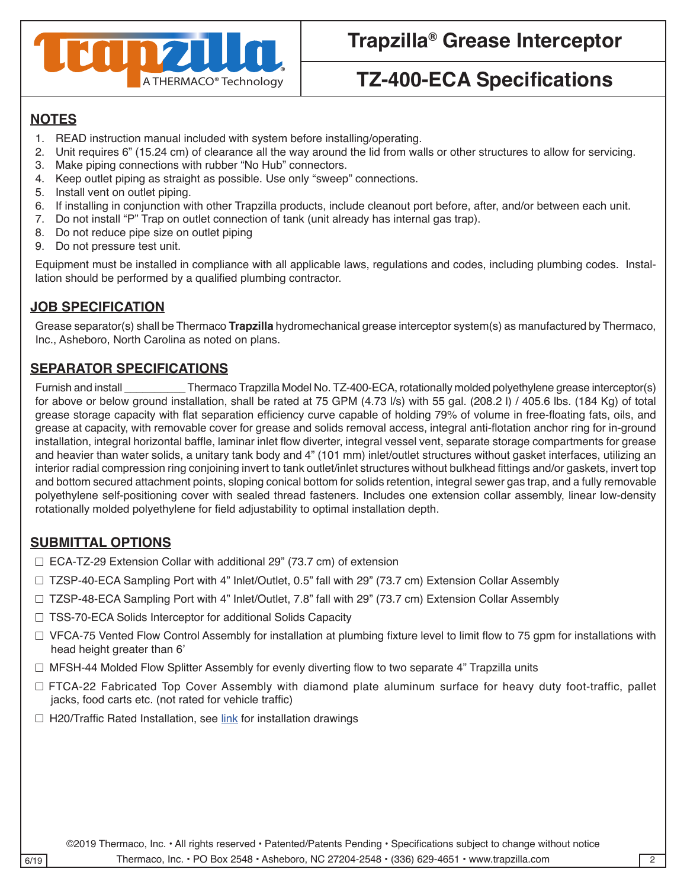# Trapzilla® Grease Interceptor

## TZ-400-ECA Specifications

## NOTES

1. READ instruction manual included with system before installing/operating.
2. Unit requires 6" (15.24 cm) of clearance all the way around the lid from walls or other structures to allow for servicing.
3. Make piping connections with rubber "No Hub" connectors.
4. Keep outlet piping as straight as possible. Use only "sweep" connections.
5. Install vent on outlet piping.
6. If installing in conjunction with other Trapzilla products, include cleanout port before, after, and/or between each unit.
7. Do not install "P" Trap on outlet connection of tank (unit already has internal gas trap).
8. Do not reduce pipe size on outlet piping
9. Do not pressure test unit.

Equipment must be installed in compliance with all applicable laws, regulations and codes, including plumbing codes. Installation should be performed by a qualified plumbing contractor.

## JOB SPECIFICATION

Grease separator(s) shall be Thermaco **Trapzilla** hydromechanical grease interceptor system(s) as manufactured by Thermaco, Inc., Asheboro, North Carolina as noted on plans.

## SEPARATOR SPECIFICATIONS

Furnish and install __________ Thermaco Trapzilla Model No. TZ-400-ECA, rotationally molded polyethylene grease interceptor(s) for above or below ground installation, shall be rated at 75 GPM (4.73 l/s) with 55 gal. (208.2 l) / 405.6 lbs. (184 Kg) of total grease storage capacity with flat separation efficiency curve capable of holding 79% of volume in free-floating fats, oils, and grease at capacity, with removable cover for grease and solids removal access, integral anti-flotation anchor ring for in-ground installation, integral horizontal baffle, laminar inlet flow diverter, integral vessel vent, separate storage compartments for grease and heavier than water solids, a unitary tank body and 4" (101 mm) inlet/outlet structures without gasket interfaces, utilizing an interior radial compression ring conjoining invert to tank outlet/inlet structures without bulkhead fittings and/or gaskets, invert top and bottom secured attachment points, sloping conical bottom for solids retention, integral sewer gas trap, and a fully removable polyethylene self-positioning cover with sealed thread fasteners. Includes one extension collar assembly, linear low-density rotationally molded polyethylene for field adjustability to optimal installation depth.

## SUBMITTAL OPTIONS

- ☐ ECA-TZ-29 Extension Collar with additional 29" (73.7 cm) of extension
- ☐ TZSP-40-ECA Sampling Port with 4" Inlet/Outlet, 0.5" fall with 29" (73.7 cm) Extension Collar Assembly
- ☐ TZSP-48-ECA Sampling Port with 4" Inlet/Outlet, 7.8" fall with 29" (73.7 cm) Extension Collar Assembly
- ☐ TSS-70-ECA Solids Interceptor for additional Solids Capacity
- ☐ VFCA-75 Vented Flow Control Assembly for installation at plumbing fixture level to limit flow to 75 gpm for installations with head height greater than 6'
- ☐ MFSH-44 Molded Flow Splitter Assembly for evenly diverting flow to two separate 4" Trapzilla units
- ☐ FTCA-22 Fabricated Top Cover Assembly with diamond plate aluminum surface for heavy duty foot-traffic, pallet jacks, food carts etc. (not rated for vehicle traffic)
- ☐ H20/Traffic Rated Installation, see link for installation drawings

©2019 Thermaco, Inc. • All rights reserved • Patented/Patents Pending • Specifications subject to change without notice

Thermaco, Inc. • PO Box 2548 • Asheboro, NC 27204-2548 • (336) 629-4651 • www.trapzilla.com

6/19